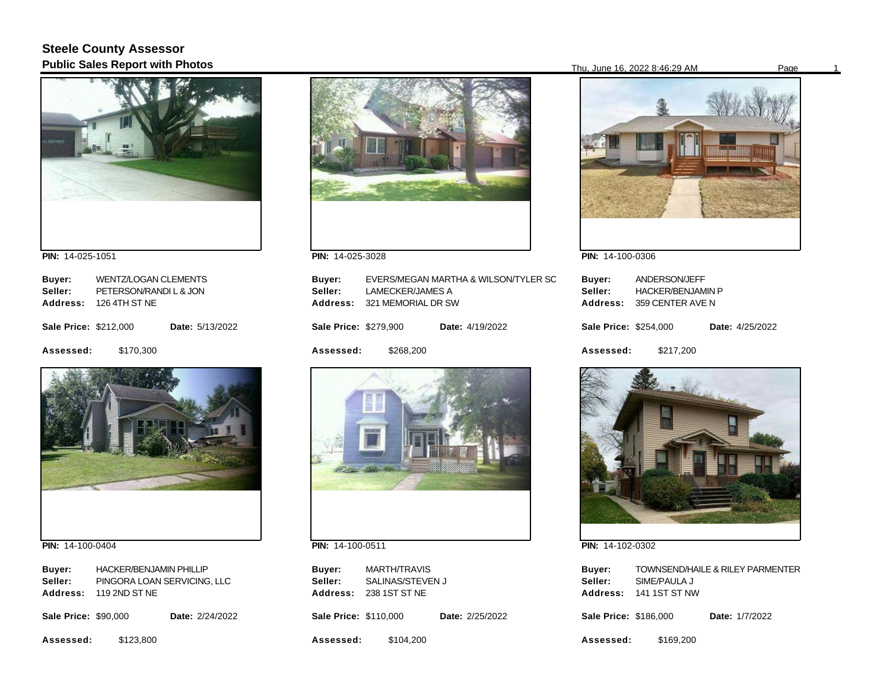# Steele County Assessor

## Public Sales Report with Photos

Thu, June 16, 2022 8:46:29 AM

**PIN:** 14-025-1051

**Buyer:** WENTZ/LOGAN CLEMENTS
**Seller:** PETERSON/RANDI L & JON
**Address:** 126 4TH ST NE

**Sale Price:** $212,000 **Date:** 5/13/2022

**Assessed:** $170,300

**PIN:** 14-025-3028

**Buyer:** EVERS/MEGAN MARTHA & WILSON/TYLER SC
**Seller:** LAMECKER/JAMES A
**Address:** 321 MEMORIAL DR SW

**Sale Price:** $279,900 **Date:** 4/19/2022

**Assessed:** $268,200

**PIN:** 14-100-0306

**Buyer:** ANDERSON/JEFF
**Seller:** HACKER/BENJAMIN P
**Address:** 359 CENTER AVE N

**Sale Price:** $254,000 **Date:** 4/25/2022

**Assessed:** $217,200

**PIN:** 14-100-0404

**Buyer:** HACKER/BENJAMIN PHILLIP
**Seller:** PINGORA LOAN SERVICING, LLC
**Address:** 119 2ND ST NE

**Sale Price:** $90,000 **Date:** 2/24/2022

**Assessed:** $123,800

**PIN:** 14-100-0511

**Buyer:** MARTH/TRAVIS
**Seller:** SALINAS/STEVEN J
**Address:** 238 1ST ST NE

**Sale Price:** $110,000 **Date:** 2/25/2022

**Assessed:** $104,200

**PIN:** 14-102-0302

**Buyer:** TOWNSEND/HAILE & RILEY PARMENTER
**Seller:** SIME/PAULA J
**Address:** 141 1ST ST NW

**Sale Price:** $186,000 **Date:** 1/7/2022

**Assessed:** $169,200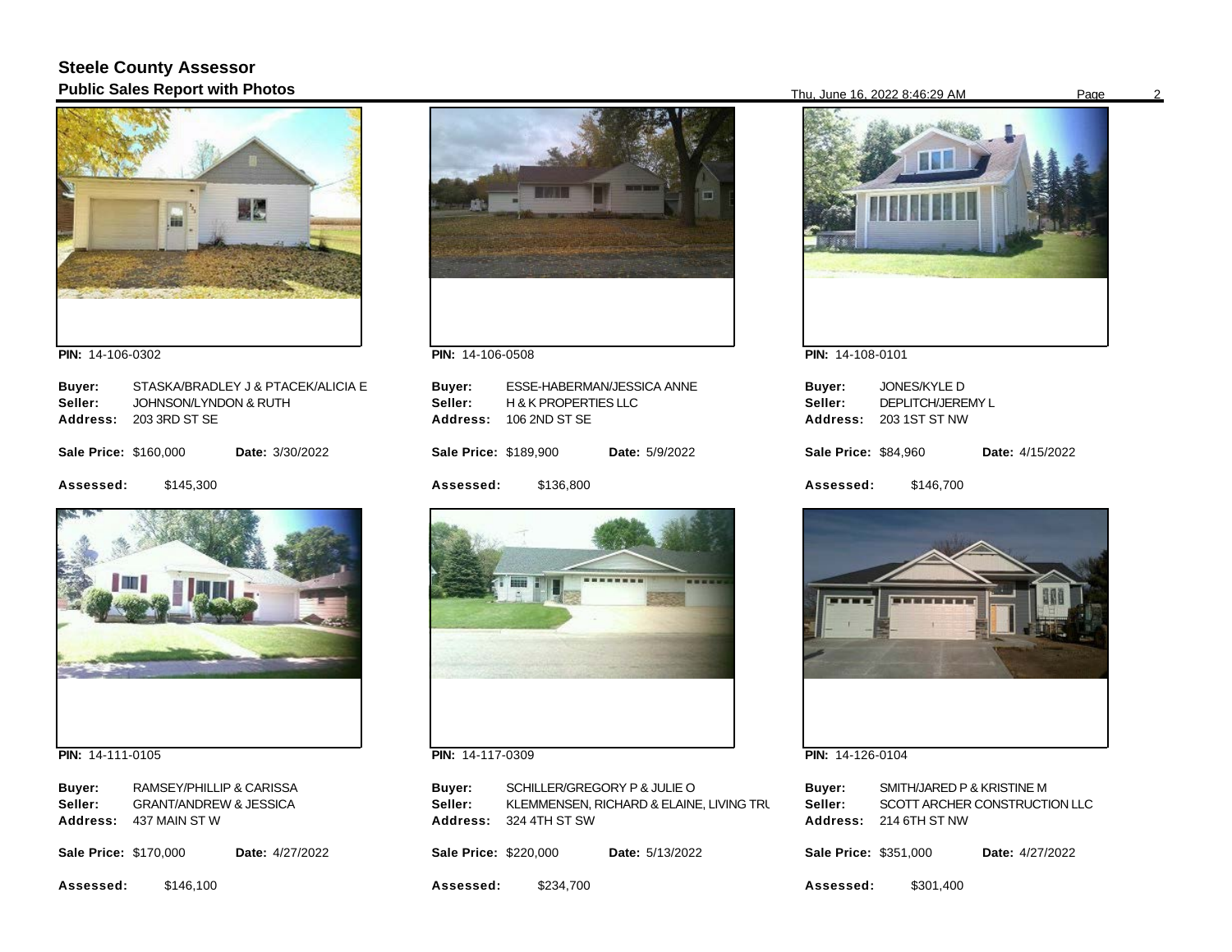## Steele County Assessor

### Public Sales Report with Photos

Thu, June 16, 2022 8:46:29 AM

**PIN:** 14-106-0302

**Buyer:** STASKA/BRADLEY J & PTACEK/ALICIA E
**Seller:** JOHNSON/LYNDON & RUTH
**Address:** 203 3RD ST SE

**Sale Price:** $160,000 **Date:** 3/30/2022

**Assessed:** $145,300

**PIN:** 14-106-0508

**Buyer:** ESSE-HABERMAN/JESSICA ANNE
**Seller:** H & K PROPERTIES LLC
**Address:** 106 2ND ST SE

**Sale Price:** $189,900 **Date:** 5/9/2022

**Assessed:** $136,800

**PIN:** 14-108-0101

**Buyer:** JONES/KYLE D
**Seller:** DEPLITCH/JEREMY L
**Address:** 203 1ST ST NW

**Sale Price:** $84,960 **Date:** 4/15/2022

**Assessed:** $146,700

**PIN:** 14-111-0105

**Buyer:** RAMSEY/PHILLIP & CARISSA
**Seller:** GRANT/ANDREW & JESSICA
**Address:** 437 MAIN ST W

**Sale Price:** $170,000 **Date:** 4/27/2022

**Assessed:** $146,100

**PIN:** 14-117-0309

**Buyer:** SCHILLER/GREGORY P & JULIE O
**Seller:** KLEMMENSEN, RICHARD & ELAINE, LIVING TRU
**Address:** 324 4TH ST SW

**Sale Price:** $220,000 **Date:** 5/13/2022

**Assessed:** $234,700

**PIN:** 14-126-0104

**Buyer:** SMITH/JARED P & KRISTINE M
**Seller:** SCOTT ARCHER CONSTRUCTION LLC
**Address:** 214 6TH ST NW

**Sale Price:** $351,000 **Date:** 4/27/2022

**Assessed:** $301,400